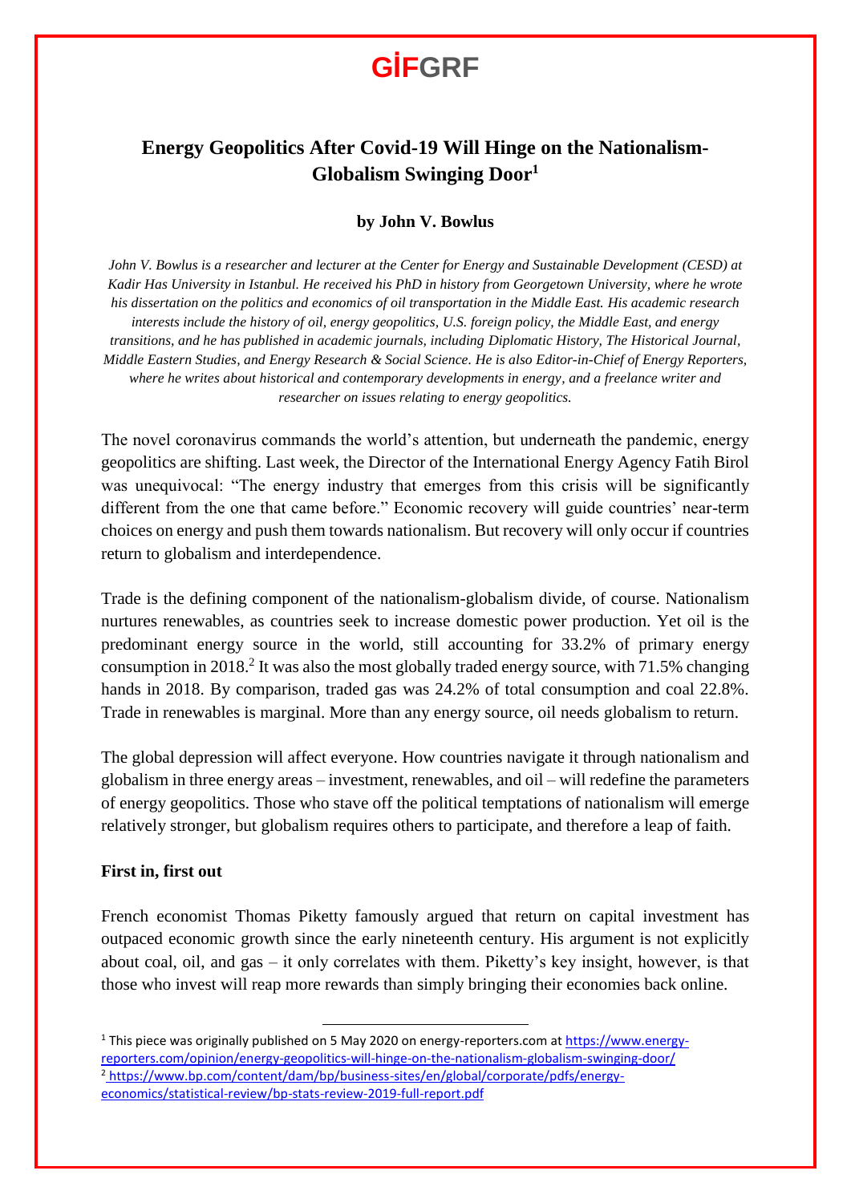GİFGRF

# Energy Geopolitics After Covid-19 Will Hinge on the Nationalism-Globalism Swinging Door[1]

**by John V. Bowlus**

*John V. Bowlus is a researcher and lecturer at the Center for Energy and Sustainable Development (CESD) at Kadir Has University in Istanbul. He received his PhD in history from Georgetown University, where he wrote his dissertation on the politics and economics of oil transportation in the Middle East. His academic research interests include the history of oil, energy geopolitics, U.S. foreign policy, the Middle East, and energy transitions, and he has published in academic journals, including Diplomatic History, The Historical Journal, Middle Eastern Studies, and Energy Research & Social Science. He is also Editor-in-Chief of Energy Reporters, where he writes about historical and contemporary developments in energy, and a freelance writer and researcher on issues relating to energy geopolitics.*

The novel coronavirus commands the world's attention, but underneath the pandemic, energy geopolitics are shifting. Last week, the Director of the International Energy Agency Fatih Birol was unequivocal: "The energy industry that emerges from this crisis will be significantly different from the one that came before." Economic recovery will guide countries' near-term choices on energy and push them towards nationalism. But recovery will only occur if countries return to globalism and interdependence.

Trade is the defining component of the nationalism-globalism divide, of course. Nationalism nurtures renewables, as countries seek to increase domestic power production. Yet oil is the predominant energy source in the world, still accounting for 33.2% of primary energy consumption in 2018.[2] It was also the most globally traded energy source, with 71.5% changing hands in 2018. By comparison, traded gas was 24.2% of total consumption and coal 22.8%. Trade in renewables is marginal. More than any energy source, oil needs globalism to return.

The global depression will affect everyone. How countries navigate it through nationalism and globalism in three energy areas – investment, renewables, and oil – will redefine the parameters of energy geopolitics. Those who stave off the political temptations of nationalism will emerge relatively stronger, but globalism requires others to participate, and therefore a leap of faith.

### First in, first out

French economist Thomas Piketty famously argued that return on capital investment has outpaced economic growth since the early nineteenth century. His argument is not explicitly about coal, oil, and gas – it only correlates with them. Piketty's key insight, however, is that those who invest will reap more rewards than simply bringing their economies back online.

---

[1] This piece was originally published on 5 May 2020 on energy-reporters.com at https://www.energy-reporters.com/opinion/energy-geopolitics-will-hinge-on-the-nationalism-globalism-swinging-door/

[2] https://www.bp.com/content/dam/bp/business-sites/en/global/corporate/pdfs/energy-economics/statistical-review/bp-stats-review-2019-full-report.pdf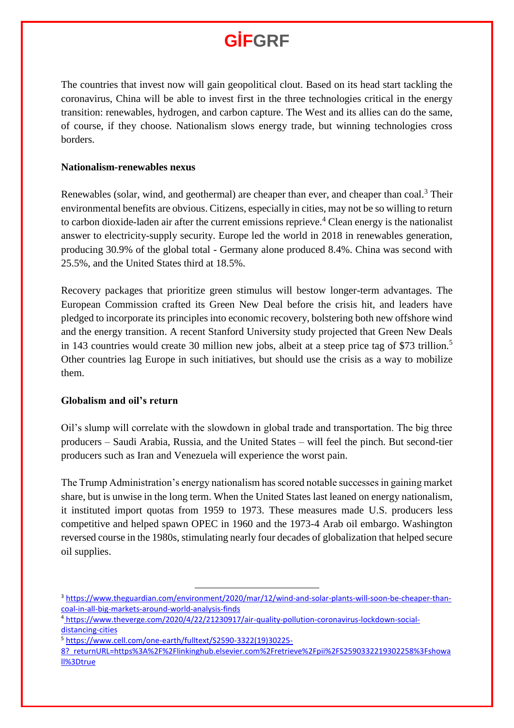The countries that invest now will gain geopolitical clout. Based on its head start tackling the coronavirus, China will be able to invest first in the three technologies critical in the energy transition: renewables, hydrogen, and carbon capture. The West and its allies can do the same, of course, if they choose. Nationalism slows energy trade, but winning technologies cross borders.

**Nationalism-renewables nexus**

Renewables (solar, wind, and geothermal) are cheaper than ever, and cheaper than coal.[3] Their environmental benefits are obvious. Citizens, especially in cities, may not be so willing to return to carbon dioxide-laden air after the current emissions reprieve.[4] Clean energy is the nationalist answer to electricity-supply security. Europe led the world in 2018 in renewables generation, producing 30.9% of the global total - Germany alone produced 8.4%. China was second with 25.5%, and the United States third at 18.5%.

Recovery packages that prioritize green stimulus will bestow longer-term advantages. The European Commission crafted its Green New Deal before the crisis hit, and leaders have pledged to incorporate its principles into economic recovery, bolstering both new offshore wind and the energy transition. A recent Stanford University study projected that Green New Deals in 143 countries would create 30 million new jobs, albeit at a steep price tag of $73 trillion.[5] Other countries lag Europe in such initiatives, but should use the crisis as a way to mobilize them.

**Globalism and oil's return**

Oil's slump will correlate with the slowdown in global trade and transportation. The big three producers – Saudi Arabia, Russia, and the United States – will feel the pinch. But second-tier producers such as Iran and Venezuela will experience the worst pain.

The Trump Administration's energy nationalism has scored notable successes in gaining market share, but is unwise in the long term. When the United States last leaned on energy nationalism, it instituted import quotas from 1959 to 1973. These measures made U.S. producers less competitive and helped spawn OPEC in 1960 and the 1973-4 Arab oil embargo. Washington reversed course in the 1980s, stimulating nearly four decades of globalization that helped secure oil supplies.

---

[3] https://www.theguardian.com/environment/2020/mar/12/wind-and-solar-plants-will-soon-be-cheaper-than-coal-in-all-big-markets-around-world-analysis-finds

[4] https://www.theverge.com/2020/4/22/21230917/air-quality-pollution-coronavirus-lockdown-social-distancing-cities

[5] https://www.cell.com/one-earth/fulltext/S2590-3322(19)30225-8?_returnURL=https%3A%2F%2Flinkinghub.elsevier.com%2Fretrieve%2Fpii%2FS2590332219302258%3Fshowall%3Dtrue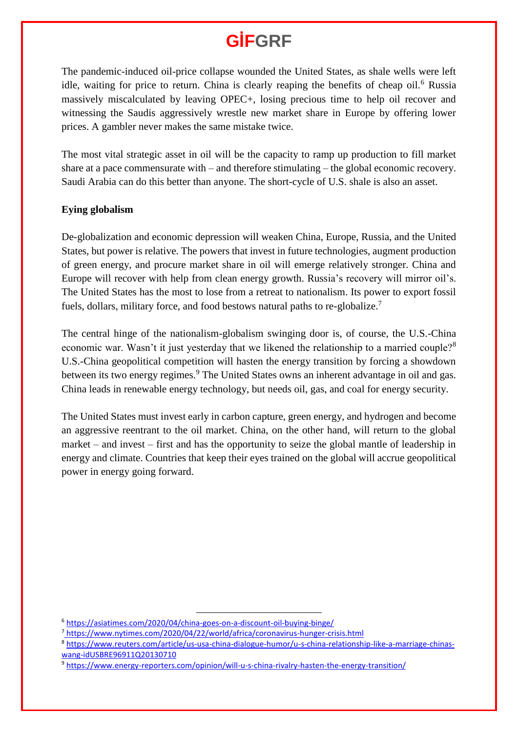The pandemic-induced oil-price collapse wounded the United States, as shale wells were left idle, waiting for price to return. China is clearly reaping the benefits of cheap oil.[6] Russia massively miscalculated by leaving OPEC+, losing precious time to help oil recover and witnessing the Saudis aggressively wrestle new market share in Europe by offering lower prices. A gambler never makes the same mistake twice.

The most vital strategic asset in oil will be the capacity to ramp up production to fill market share at a pace commensurate with – and therefore stimulating – the global economic recovery. Saudi Arabia can do this better than anyone. The short-cycle of U.S. shale is also an asset.

**Eying globalism**

De-globalization and economic depression will weaken China, Europe, Russia, and the United States, but power is relative. The powers that invest in future technologies, augment production of green energy, and procure market share in oil will emerge relatively stronger. China and Europe will recover with help from clean energy growth. Russia's recovery will mirror oil's. The United States has the most to lose from a retreat to nationalism. Its power to export fossil fuels, dollars, military force, and food bestows natural paths to re-globalize.[7]

The central hinge of the nationalism-globalism swinging door is, of course, the U.S.-China economic war. Wasn't it just yesterday that we likened the relationship to a married couple?[8] U.S.-China geopolitical competition will hasten the energy transition by forcing a showdown between its two energy regimes.[9] The United States owns an inherent advantage in oil and gas. China leads in renewable energy technology, but needs oil, gas, and coal for energy security.

The United States must invest early in carbon capture, green energy, and hydrogen and become an aggressive reentrant to the oil market. China, on the other hand, will return to the global market – and invest – first and has the opportunity to seize the global mantle of leadership in energy and climate. Countries that keep their eyes trained on the global will accrue geopolitical power in energy going forward.

---

[6] https://asiatimes.com/2020/04/china-goes-on-a-discount-oil-buying-binge/

[7] https://www.nytimes.com/2020/04/22/world/africa/coronavirus-hunger-crisis.html

[8] https://www.reuters.com/article/us-usa-china-dialogue-humor/u-s-china-relationship-like-a-marriage-chinas-wang-idUSBRE96911Q20130710

[9] https://www.energy-reporters.com/opinion/will-u-s-china-rivalry-hasten-the-energy-transition/